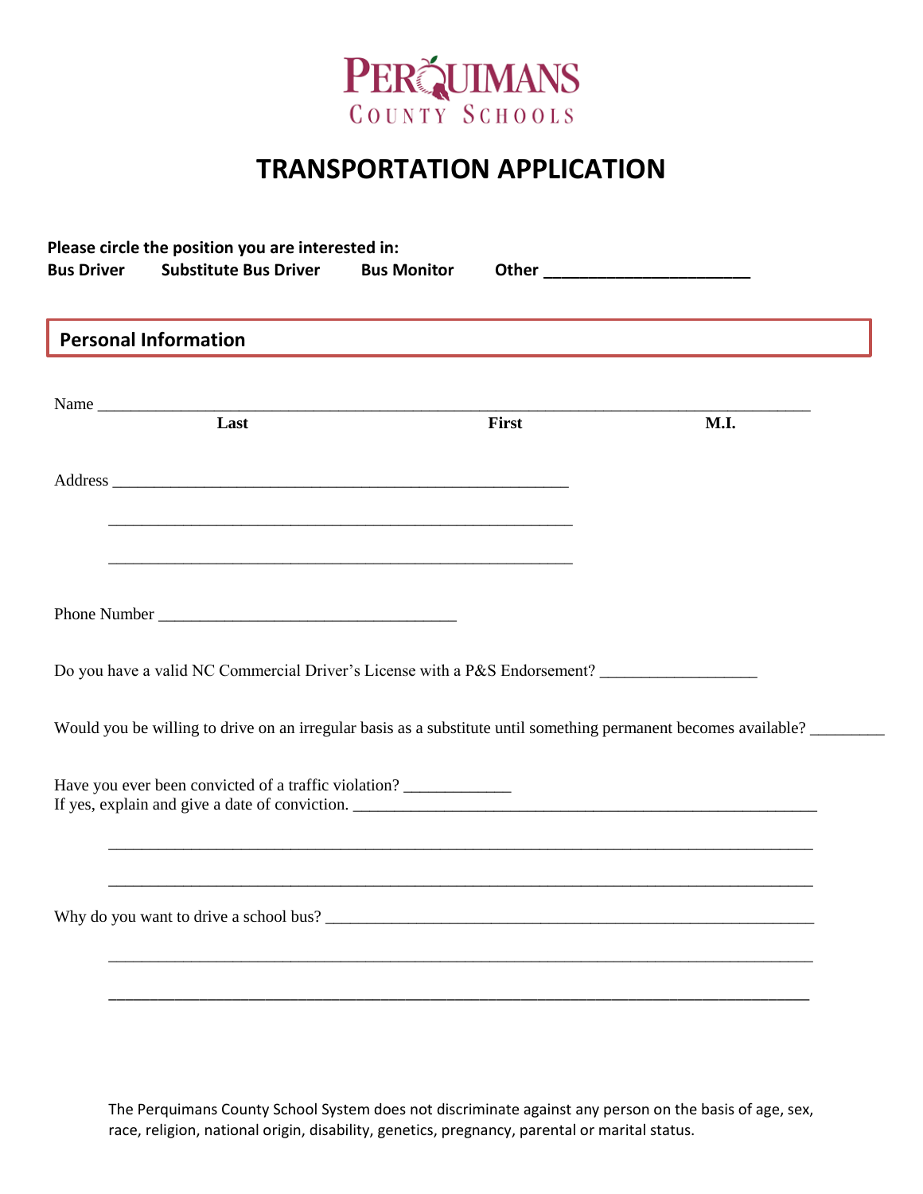PERQUIMANS
COUNTY SCHOOLS

# TRANSPORTATION APPLICATION

**Please circle the position you are interested in:**
**Bus Driver** **Substitute Bus Driver** **Bus Monitor** **Other ________________________**

## Personal Information

Name ______________________________________________________________________________
**Last** **First** **M.I.**

Address ______________________________________________________

______________________________________________________

______________________________________________________

Phone Number ___________________________________

Do you have a valid NC Commercial Driver's License with a P&S Endorsement? __________________

Would you be willing to drive on an irregular basis as a substitute until something permanent becomes available? _________

Have you ever been convicted of a traffic violation? ____________
If yes, explain and give a date of conviction. ______________________________________________________

_________________________________________________________________________________

_________________________________________________________________________________

Why do you want to drive a school bus? ______________________________________________________

_________________________________________________________________________________

_________________________________________________________________________________

The Perquimans County School System does not discriminate against any person on the basis of age, sex, race, religion, national origin, disability, genetics, pregnancy, parental or marital status.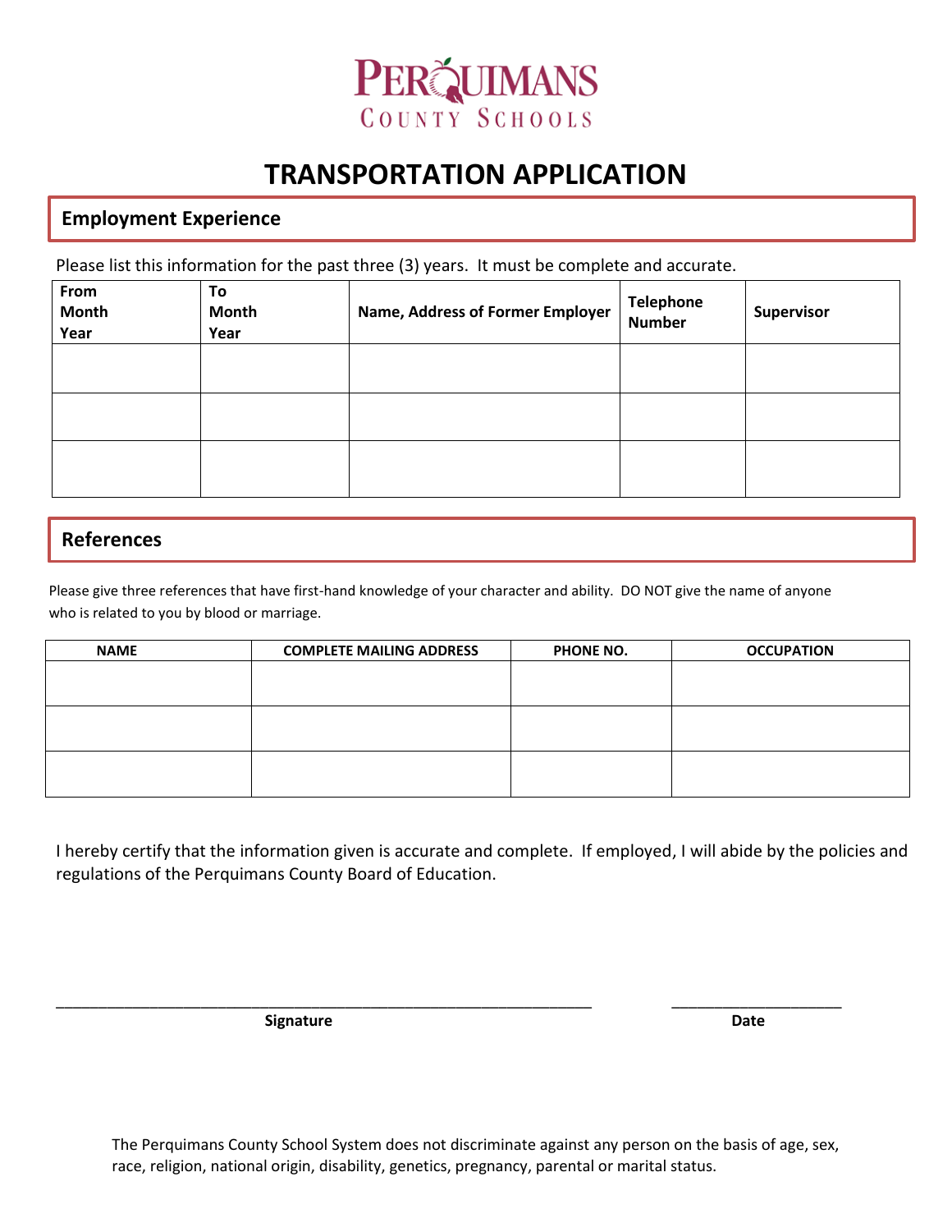Perquimans County Schools

# TRANSPORTATION APPLICATION

## Employment Experience

Please list this information for the past three (3) years. It must be complete and accurate.

| From Month Year | To Month Year | Name, Address of Former Employer | Telephone Number | Supervisor |
|---|---|---|---|---|
| | | | | |
| | | | | |
| | | | | |

## References

Please give three references that have first-hand knowledge of your character and ability. DO NOT give the name of anyone who is related to you by blood or marriage.

| NAME | COMPLETE MAILING ADDRESS | PHONE NO. | OCCUPATION |
|---|---|---|---|
| | | | |
| | | | |
| | | | |

I hereby certify that the information given is accurate and complete. If employed, I will abide by the policies and regulations of the Perquimans County Board of Education.

_______________________________________________ Signature

____________________ Date

The Perquimans County School System does not discriminate against any person on the basis of age, sex, race, religion, national origin, disability, genetics, pregnancy, parental or marital status.